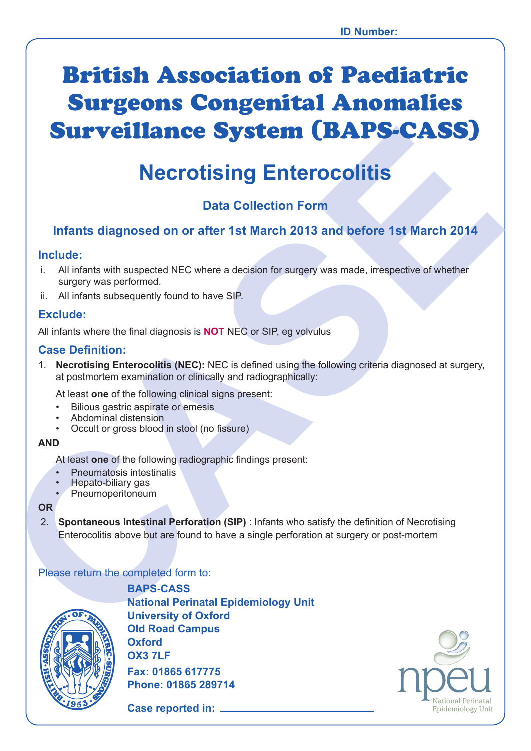ID Number:

# British Association of Paediatric Surgeons Congenital Anomalies Surveillance System (BAPS-CASS)

## Necrotising Enterocolitis

### Data Collection Form

### Infants diagnosed on or after 1st March 2013 and before 1st March 2014

### Include:

i. All infants with suspected NEC where a decision for surgery was made, irrespective of whether surgery was performed.
ii. All infants subsequently found to have SIP.

### Exclude:

All infants where the final diagnosis is **NOT** NEC or SIP, eg volvulus

### Case Definition:

1. **Necrotising Enterocolitis (NEC):** NEC is defined using the following criteria diagnosed at surgery, at postmortem examination or clinically and radiographically:

   At least **one** of the following clinical signs present:
   - Bilious gastric aspirate or emesis
   - Abdominal distension
   - Occult or gross blood in stool (no fissure)

**AND**

   At least **one** of the following radiographic findings present:
   - Pneumatosis intestinalis
   - Hepato-biliary gas
   - Pneumoperitoneum

**OR**

2. **Spontaneous Intestinal Perforation (SIP)** : Infants who satisfy the definition of Necrotising Enterocolitis above but are found to have a single perforation at surgery or post-mortem

Please return the completed form to:

**BAPS-CASS**
**National Perinatal Epidemiology Unit**
**University of Oxford**
**Old Road Campus**
**Oxford**
**OX3 7LF**
**Fax: 01865 617775**
**Phone: 01865 289714**

**Case reported in:** ____________________

npeu
National Perinatal Epidemiology Unit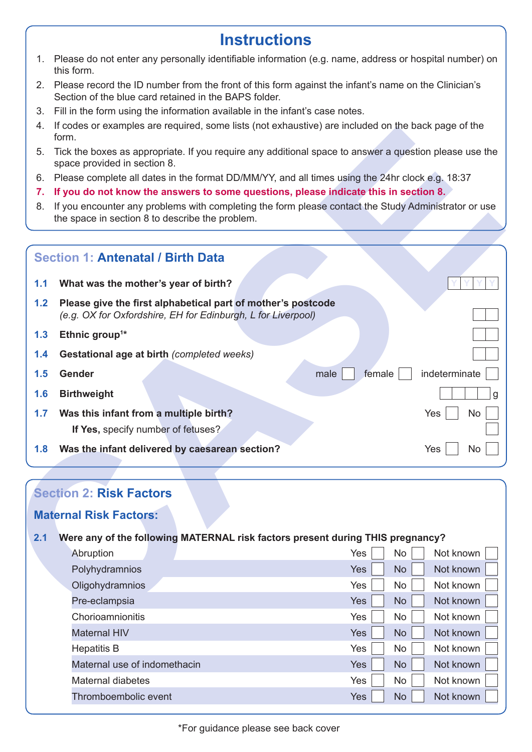# Instructions

1. Please do not enter any personally identifiable information (e.g. name, address or hospital number) on this form.
2. Please record the ID number from the front of this form against the infant's name on the Clinician's Section of the blue card retained in the BAPS folder.
3. Fill in the form using the information available in the infant's case notes.
4. If codes or examples are required, some lists (not exhaustive) are included on the back page of the form.
5. Tick the boxes as appropriate. If you require any additional space to answer a question please use the space provided in section 8.
6. Please complete all dates in the format DD/MM/YY, and all times using the 24hr clock e.g. 18:37
7. **If you do not know the answers to some questions, please indicate this in section 8.**
8. If you encounter any problems with completing the form please contact the Study Administrator or use the space in section 8 to describe the problem.

## Section 1: Antenatal / Birth Data

**1.1 What was the mother's year of birth?** Y Y Y Y

**1.2 Please give the first alphabetical part of mother's postcode**
*(e.g. OX for Oxfordshire, EH for Edinburgh, L for Liverpool)* ☐☐

**1.3 Ethnic group[1]*** ☐☐

**1.4 Gestational age at birth** *(completed weeks)* ☐☐

**1.5 Gender** male ☐ female ☐ indeterminate ☐

**1.6 Birthweight** ☐☐☐☐ g

**1.7 Was this infant from a multiple birth?** Yes ☐ No ☐

**If Yes,** specify number of fetuses? ☐

**1.8 Was the infant delivered by caesarean section?** Yes ☐ No ☐

## Section 2: Risk Factors

### Maternal Risk Factors:

**2.1 Were any of the following MATERNAL risk factors present during THIS pregnancy?**

| Risk factor | Yes | No | Not known |
|---|---|---|---|
| Abruption | ☐ | ☐ | ☐ |
| Polyhydramnios | ☐ | ☐ | ☐ |
| Oligohydramnios | ☐ | ☐ | ☐ |
| Pre-eclampsia | ☐ | ☐ | ☐ |
| Chorioamnionitis | ☐ | ☐ | ☐ |
| Maternal HIV | ☐ | ☐ | ☐ |
| Hepatitis B | ☐ | ☐ | ☐ |
| Maternal use of indomethacin | ☐ | ☐ | ☐ |
| Maternal diabetes | ☐ | ☐ | ☐ |
| Thromboembolic event | ☐ | ☐ | ☐ |

*For guidance please see back cover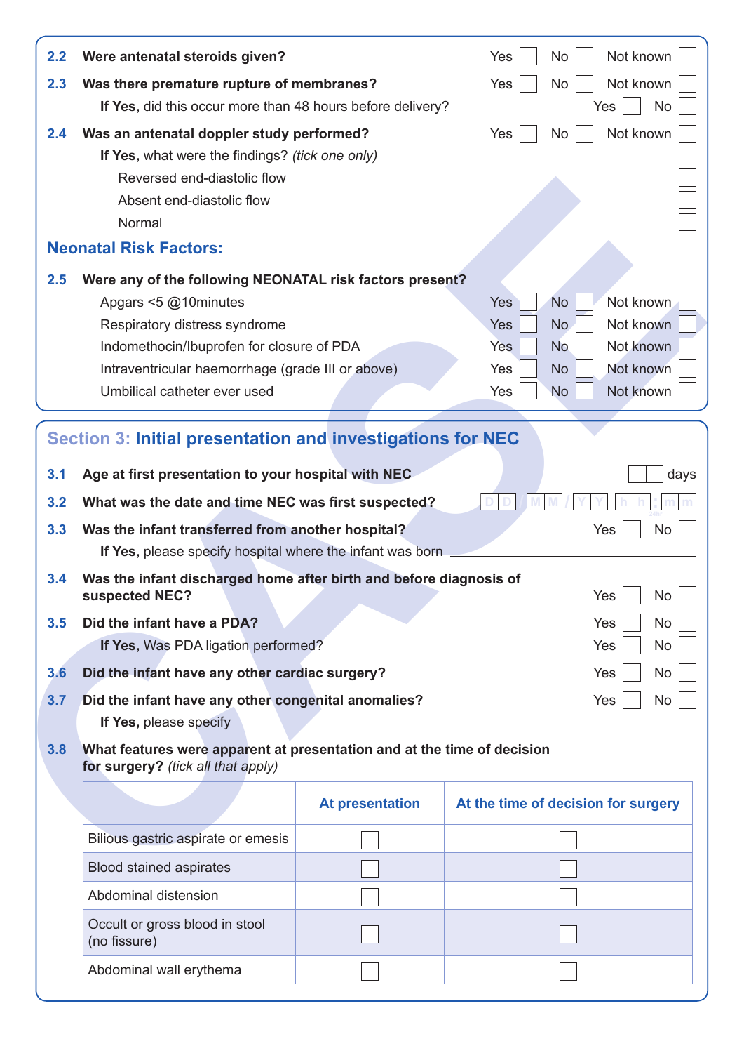**2.2 Were antenatal steroids given?** Yes ☐ No ☐ Not known ☐

**2.3 Was there premature rupture of membranes?** Yes ☐ No ☐ Not known ☐

**If Yes,** did this occur more than 48 hours before delivery? Yes ☐ No ☐

**2.4 Was an antenatal doppler study performed?** Yes ☐ No ☐ Not known ☐

**If Yes,** what were the findings? *(tick one only)*

- Reversed end-diastolic flow ☐
- Absent end-diastolic flow ☐
- Normal ☐

## Neonatal Risk Factors:

**2.5 Were any of the following NEONATAL risk factors present?**

| | Yes | No | Not known |
|---|---|---|---|
| Apgars <5 @10minutes | ☐ | ☐ | ☐ |
| Respiratory distress syndrome | ☐ | ☐ | ☐ |
| Indomethocin/Ibuprofen for closure of PDA | ☐ | ☐ | ☐ |
| Intraventricular haemorrhage (grade III or above) | ☐ | ☐ | ☐ |
| Umbilical catheter ever used | ☐ | ☐ | ☐ |

## Section 3: Initial presentation and investigations for NEC

**3.1 Age at first presentation to your hospital with NEC** ☐☐ days

**3.2 What was the date and time NEC was first suspected?** D D / M M / Y Y h h : m m (24hr)

**3.3 Was the infant transferred from another hospital?** Yes ☐ No ☐

**If Yes,** please specify hospital where the infant was born ______________________

**3.4 Was the infant discharged home after birth and before diagnosis of suspected NEC?** Yes ☐ No ☐

**3.5 Did the infant have a PDA?** Yes ☐ No ☐

**If Yes,** Was PDA ligation performed? Yes ☐ No ☐

**3.6 Did the infant have any other cardiac surgery?** Yes ☐ No ☐

**3.7 Did the infant have any other congenital anomalies?** Yes ☐ No ☐

**If Yes,** please specify ______________________

**3.8 What features were apparent at presentation and at the time of decision for surgery?** *(tick all that apply)*

| | At presentation | At the time of decision for surgery |
|---|---|---|
| Bilious gastric aspirate or emesis | ☐ | ☐ |
| Blood stained aspirates | ☐ | ☐ |
| Abdominal distension | ☐ | ☐ |
| Occult or gross blood in stool (no fissure) | ☐ | ☐ |
| Abdominal wall erythema | ☐ | ☐ |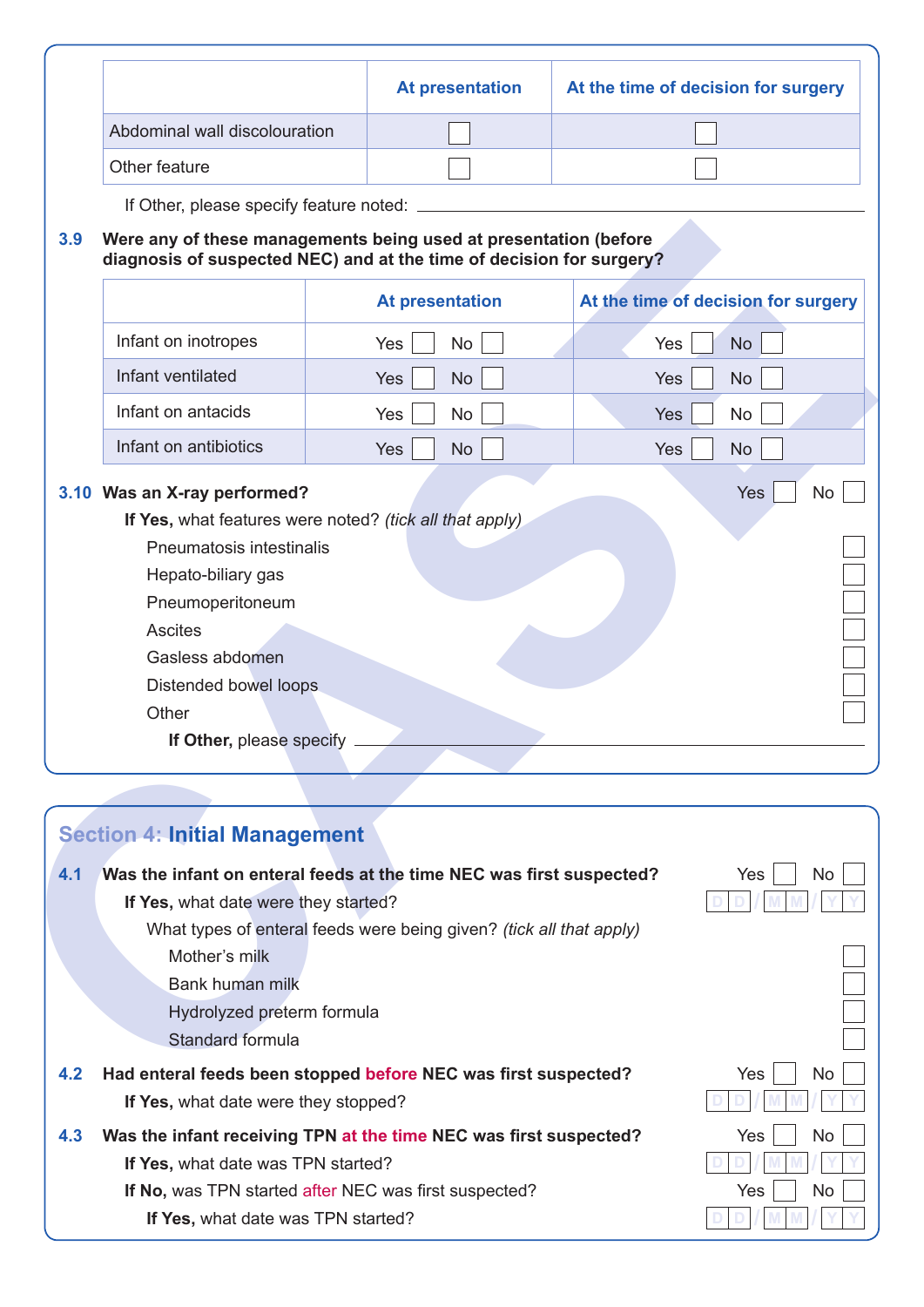| | At presentation | At the time of decision for surgery |
|---|---|---|
| Abdominal wall discolouration | ☐ | ☐ |
| Other feature | ☐ | ☐ |

If Other, please specify feature noted: ____________________

**3.9 Were any of these managements being used at presentation (before diagnosis of suspected NEC) and at the time of decision for surgery?**

| | At presentation | At the time of decision for surgery |
|---|---|---|
| Infant on inotropes | Yes ☐ No ☐ | Yes ☐ No ☐ |
| Infant ventilated | Yes ☐ No ☐ | Yes ☐ No ☐ |
| Infant on antacids | Yes ☐ No ☐ | Yes ☐ No ☐ |
| Infant on antibiotics | Yes ☐ No ☐ | Yes ☐ No ☐ |

**3.10 Was an X-ray performed?** Yes ☐ No ☐

**If Yes,** what features were noted? *(tick all that apply)*

- Pneumatosis intestinalis ☐
- Hepato-biliary gas ☐
- Pneumoperitoneum ☐
- Ascites ☐
- Gasless abdomen ☐
- Distended bowel loops ☐
- Other ☐

**If Other,** please specify ____________________

## Section 4: Initial Management

**4.1 Was the infant on enteral feeds at the time NEC was first suspected?** Yes ☐ No ☐

**If Yes,** what date were they started? DD/MM/YY

What types of enteral feeds were being given? *(tick all that apply)*

- Mother's milk ☐
- Bank human milk ☐
- Hydrolyzed preterm formula ☐
- Standard formula ☐

**4.2 Had enteral feeds been stopped before NEC was first suspected?** Yes ☐ No ☐

**If Yes,** what date were they stopped? DD/MM/YY

**4.3 Was the infant receiving TPN at the time NEC was first suspected?** Yes ☐ No ☐

**If Yes,** what date was TPN started? DD/MM/YY

**If No,** was TPN started after NEC was first suspected? Yes ☐ No ☐

**If Yes,** what date was TPN started? DD/MM/YY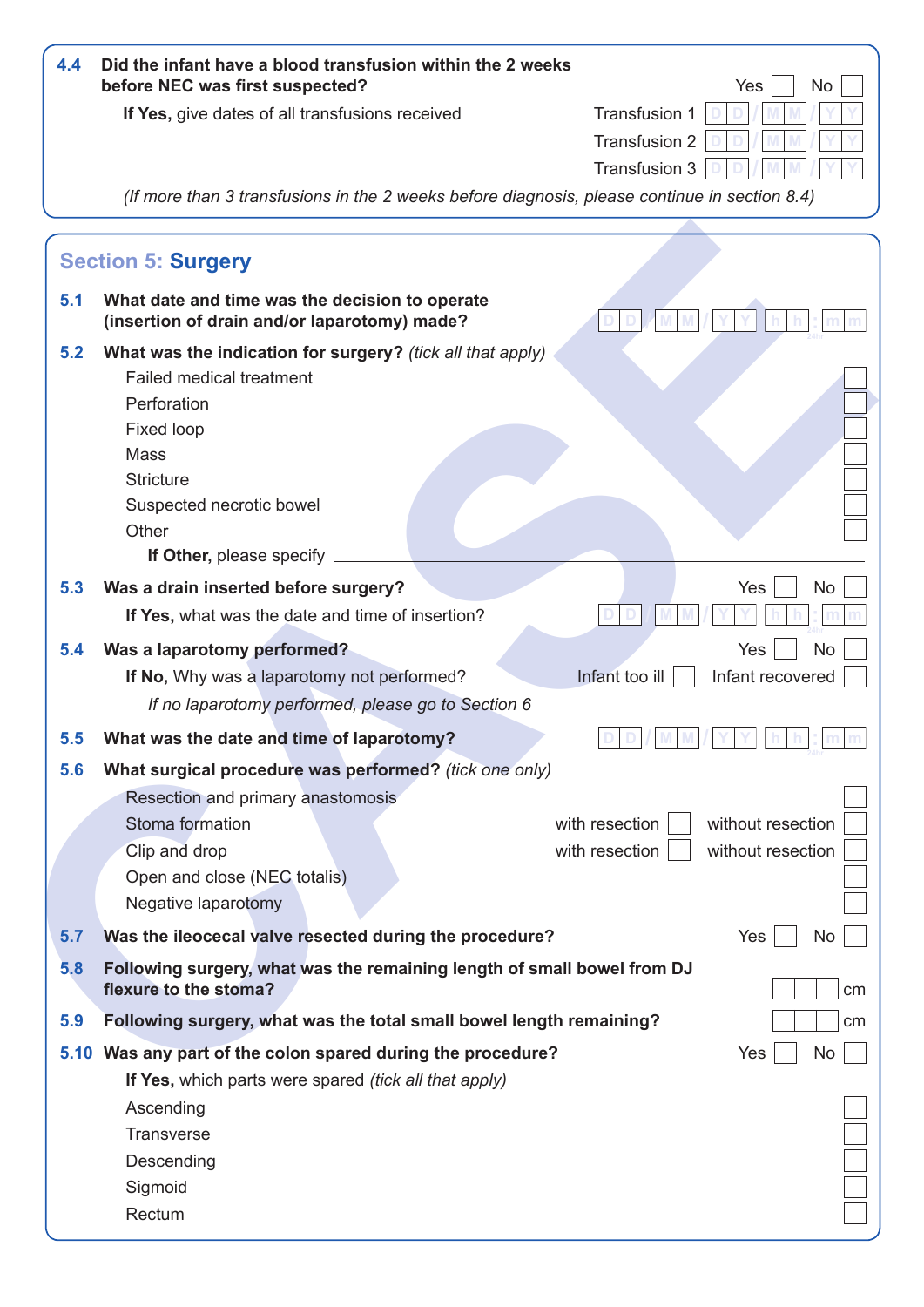**4.4 Did the infant have a blood transfusion within the 2 weeks before NEC was first suspected?** Yes ☐ No ☐

**If Yes,** give dates of all transfusions received

Transfusion 1 DD/MM/YY

Transfusion 2 DD/MM/YY

Transfusion 3 DD/MM/YY

*(If more than 3 transfusions in the 2 weeks before diagnosis, please continue in section 8.4)*

## Section 5: Surgery

**5.1 What date and time was the decision to operate (insertion of drain and/or laparotomy) made?** DD/MM/YY hh:mm

**5.2 What was the indication for surgery?** *(tick all that apply)*

- Failed medical treatment ☐
- Perforation ☐
- Fixed loop ☐
- Mass ☐
- Stricture ☐
- Suspected necrotic bowel ☐
- Other ☐
  - **If Other,** please specify ____________________

**5.3 Was a drain inserted before surgery?** Yes ☐ No ☐

**If Yes,** what was the date and time of insertion? DD/MM/YY hh:mm

**5.4 Was a laparotomy performed?** Yes ☐ No ☐

**If No,** Why was a laparotomy not performed? Infant too ill ☐ Infant recovered ☐

*If no laparotomy performed, please go to Section 6*

**5.5 What was the date and time of laparotomy?** DD/MM/YY hh:mm

**5.6 What surgical procedure was performed?** *(tick one only)*

- Resection and primary anastomosis ☐
- Stoma formation with resection ☐ without resection ☐
- Clip and drop with resection ☐ without resection ☐
- Open and close (NEC totalis) ☐
- Negative laparotomy ☐

**5.7 Was the ileocecal valve resected during the procedure?** Yes ☐ No ☐

**5.8 Following surgery, what was the remaining length of small bowel from DJ flexure to the stoma?** ☐☐☐ cm

**5.9 Following surgery, what was the total small bowel length remaining?** ☐☐☐ cm

**5.10 Was any part of the colon spared during the procedure?** Yes ☐ No ☐

**If Yes,** which parts were spared *(tick all that apply)*

- Ascending ☐
- Transverse ☐
- Descending ☐
- Sigmoid ☐
- Rectum ☐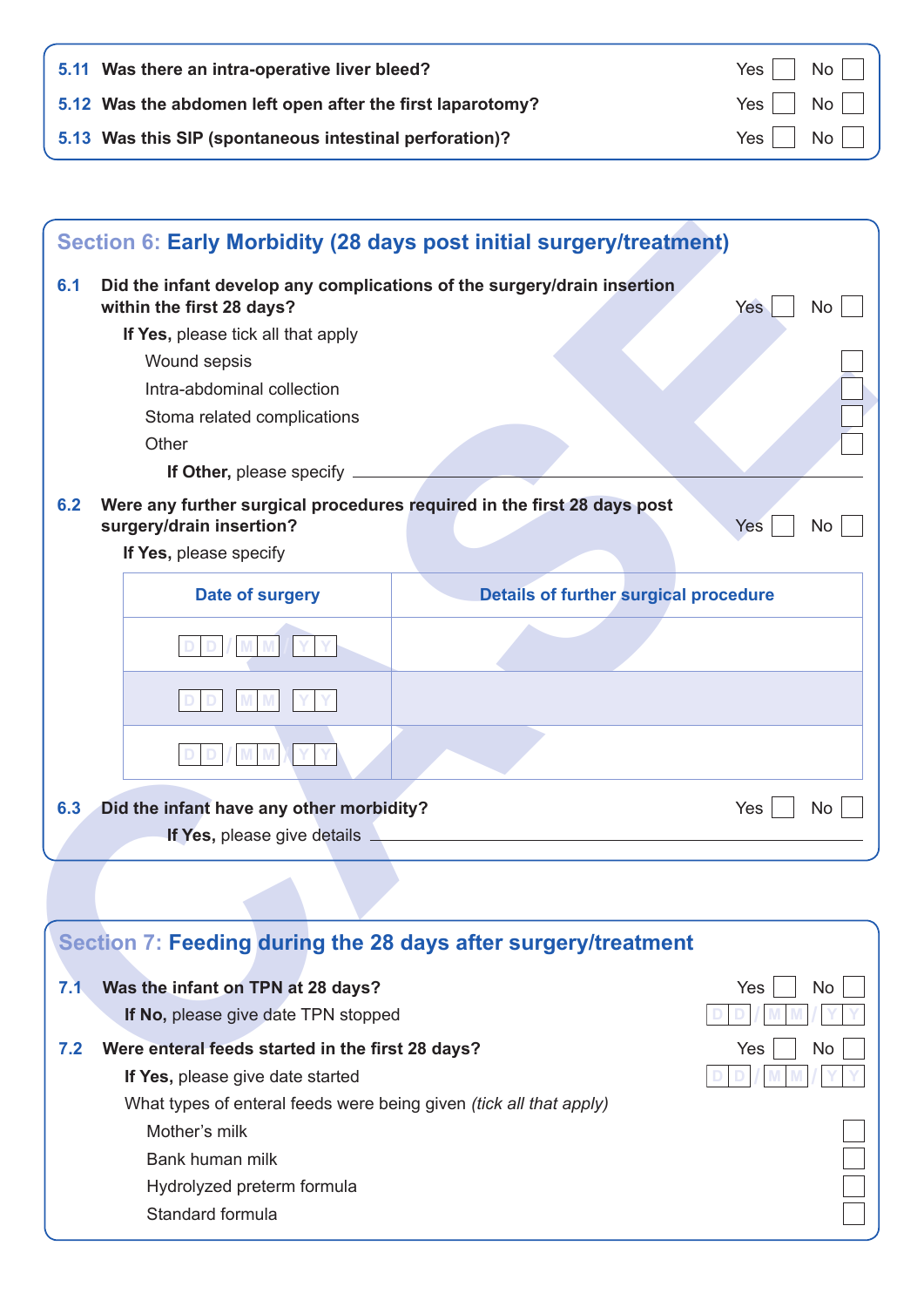**5.11 Was there an intra-operative liver bleed?** Yes ☐ No ☐

**5.12 Was the abdomen left open after the first laparotomy?** Yes ☐ No ☐

**5.13 Was this SIP (spontaneous intestinal perforation)?** Yes ☐ No ☐

## Section 6: Early Morbidity (28 days post initial surgery/treatment)

**6.1 Did the infant develop any complications of the surgery/drain insertion within the first 28 days?** Yes ☐ No ☐

**If Yes,** please tick all that apply

- Wound sepsis ☐
- Intra-abdominal collection ☐
- Stoma related complications ☐
- Other ☐

**If Other,** please specify ______________________

**6.2 Were any further surgical procedures required in the first 28 days post surgery/drain insertion?** Yes ☐ No ☐

**If Yes,** please specify

| Date of surgery | Details of further surgical procedure |
|---|---|
| DD/MM/YY | |
| DD/MM/YY | |
| DD/MM/YY | |

**6.3 Did the infant have any other morbidity?** Yes ☐ No ☐

**If Yes,** please give details ______________________

## Section 7: Feeding during the 28 days after surgery/treatment

**7.1 Was the infant on TPN at 28 days?** Yes ☐ No ☐

**If No,** please give date TPN stopped DD/MM/YY

**7.2 Were enteral feeds started in the first 28 days?** Yes ☐ No ☐

**If Yes,** please give date started DD/MM/YY

What types of enteral feeds were being given *(tick all that apply)*

- Mother's milk ☐
- Bank human milk ☐
- Hydrolyzed preterm formula ☐
- Standard formula ☐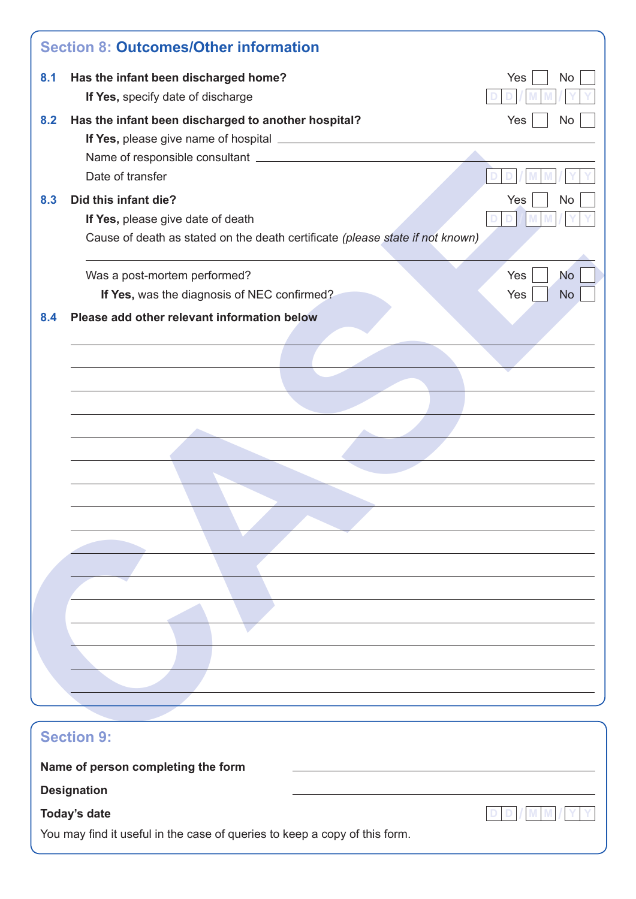## Section 8: Outcomes/Other information

**8.1 Has the infant been discharged home?** Yes ☐ No ☐

**If Yes,** specify date of discharge D D / M M / Y Y

**8.2 Has the infant been discharged to another hospital?** Yes ☐ No ☐

**If Yes,** please give name of hospital \_\_\_\_\_\_\_\_\_\_\_\_\_\_\_\_\_\_\_\_

Name of responsible consultant \_\_\_\_\_\_\_\_\_\_\_\_\_\_\_\_\_\_\_\_

Date of transfer D D / M M / Y Y

**8.3 Did this infant die?** Yes ☐ No ☐

**If Yes,** please give date of death D D / M M / Y Y

Cause of death as stated on the death certificate *(please state if not known)*

\_\_\_\_\_\_\_\_\_\_\_\_\_\_\_\_\_\_\_\_

Was a post-mortem performed? Yes ☐ No ☐

**If Yes,** was the diagnosis of NEC confirmed? Yes ☐ No ☐

**8.4 Please add other relevant information below**

\_\_\_\_\_\_\_\_\_\_\_\_\_\_\_\_\_\_\_\_

CASE

## Section 9:

**Name of person completing the form** \_\_\_\_\_\_\_\_\_\_\_\_\_\_\_\_\_\_\_\_

**Designation** \_\_\_\_\_\_\_\_\_\_\_\_\_\_\_\_\_\_\_\_

**Today's date** D D / M M / Y Y

You may find it useful in the case of queries to keep a copy of this form.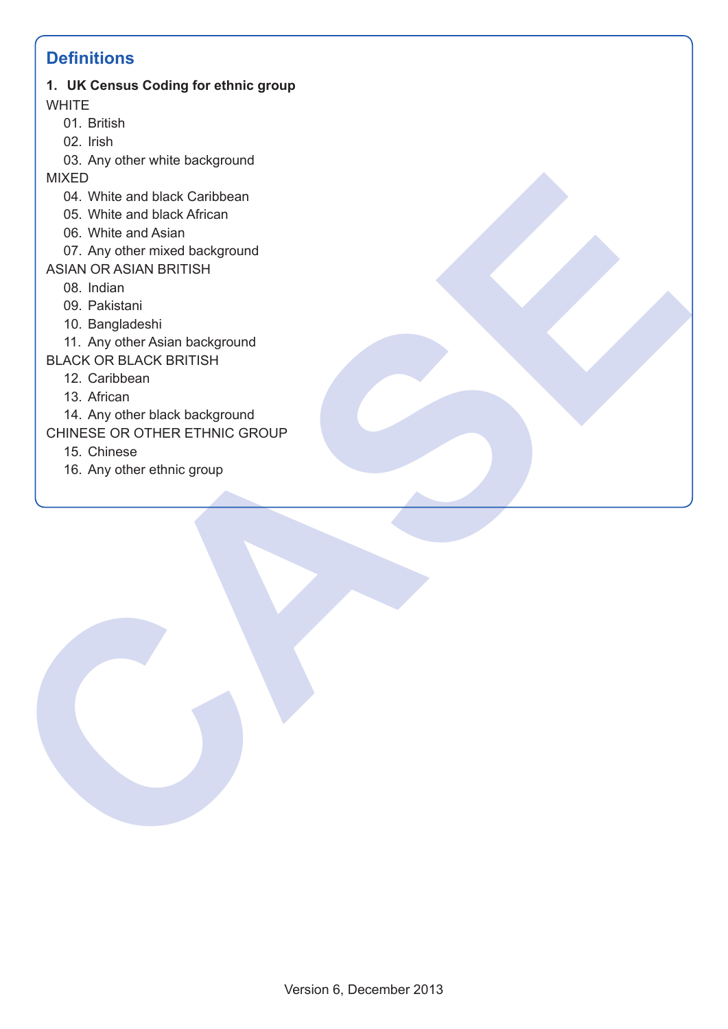## Definitions

**1. UK Census Coding for ethnic group**

WHITE

- 01. British
- 02. Irish
- 03. Any other white background

MIXED

- 04. White and black Caribbean
- 05. White and black African
- 06. White and Asian
- 07. Any other mixed background

ASIAN OR ASIAN BRITISH

- 08. Indian
- 09. Pakistani
- 10. Bangladeshi
- 11. Any other Asian background

BLACK OR BLACK BRITISH

- 12. Caribbean
- 13. African
- 14. Any other black background

CHINESE OR OTHER ETHNIC GROUP

- 15. Chinese
- 16. Any other ethnic group

Version 6, December 2013